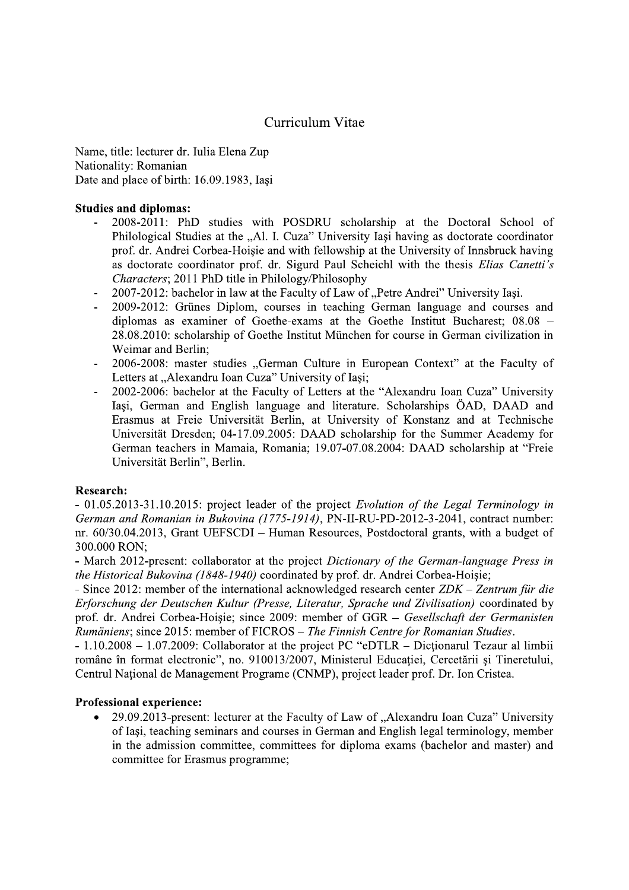# Curriculum Vitae

Name, title: lecturer dr. Iulia Elena Zup
Nationality: Romanian
Date and place of birth: 16.09.1983, Iaşi

**Studies and diplomas:**

- 2008-2011: PhD studies with POSDRU scholarship at the Doctoral School of Philological Studies at the „Al. I. Cuza" University Iaşi having as doctorate coordinator prof. dr. Andrei Corbea-Hoişie and with fellowship at the University of Innsbruck having as doctorate coordinator prof. dr. Sigurd Paul Scheichl with the thesis *Elias Canetti's Characters*; 2011 PhD title in Philology/Philosophy
- 2007-2012: bachelor in law at the Faculty of Law of „Petre Andrei" University Iaşi.
- 2009-2012: Grünes Diplom, courses in teaching German language and courses and diplomas as examiner of Goethe-exams at the Goethe Institut Bucharest; 08.08 – 28.08.2010: scholarship of Goethe Institut München for course in German civilization in Weimar and Berlin;
- 2006-2008: master studies „German Culture in European Context" at the Faculty of Letters at „Alexandru Ioan Cuza" University of Iaşi;
- 2002-2006: bachelor at the Faculty of Letters at the "Alexandru Ioan Cuza" University Iaşi, German and English language and literature. Scholarships ÖAD, DAAD and Erasmus at Freie Universität Berlin, at University of Konstanz and at Technische Universität Dresden; 04-17.09.2005: DAAD scholarship for the Summer Academy for German teachers in Mamaia, Romania; 19.07-07.08.2004: DAAD scholarship at "Freie Universität Berlin", Berlin.

**Research:**

- 01.05.2013-31.10.2015: project leader of the project *Evolution of the Legal Terminology in German and Romanian in Bukovina (1775-1914)*, PN-II-RU-PD-2012-3-2041, contract number: nr. 60/30.04.2013, Grant UEFSCDI – Human Resources, Postdoctoral grants, with a budget of 300.000 RON;
- March 2012-present: collaborator at the project *Dictionary of the German-language Press in the Historical Bukovina (1848-1940)* coordinated by prof. dr. Andrei Corbea-Hoişie;
- Since 2012: member of the international acknowledged research center *ZDK – Zentrum für die Erforschung der Deutschen Kultur (Presse, Literatur, Sprache und Zivilisation)* coordinated by prof. dr. Andrei Corbea-Hoişie; since 2009: member of GGR – *Gesellschaft der Germanisten Rumäniens*; since 2015: member of FICROS – *The Finnish Centre for Romanian Studies*.
- 1.10.2008 – 1.07.2009: Collaborator at the project PC "eDTLR – Dicţionarul Tezaur al limbii române în format electronic", no. 910013/2007, Ministerul Educaţiei, Cercetării şi Tineretului, Centrul Naţional de Management Programe (CNMP), project leader prof. Dr. Ion Cristea.

**Professional experience:**

- 29.09.2013-present: lecturer at the Faculty of Law of „Alexandru Ioan Cuza" University of Iaşi, teaching seminars and courses in German and English legal terminology, member in the admission committee, committees for diploma exams (bachelor and master) and committee for Erasmus programme;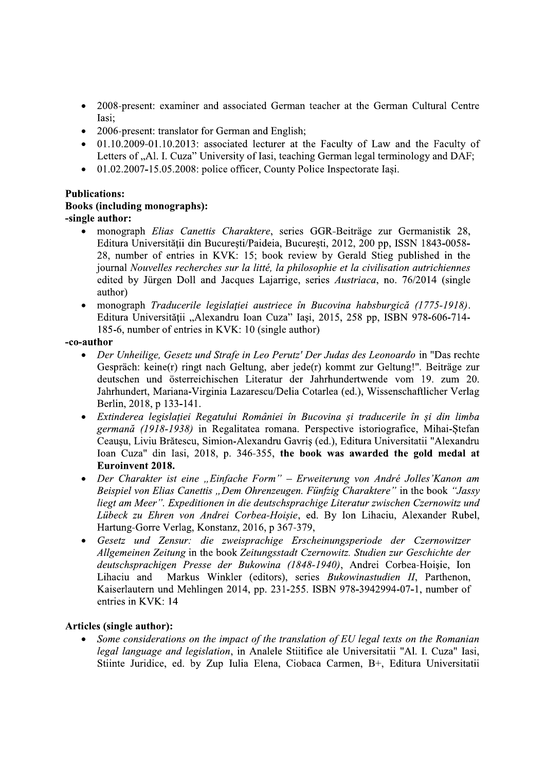- 2008-present: examiner and associated German teacher at the German Cultural Centre Iasi;
- 2006-present: translator for German and English;
- 01.10.2009-01.10.2013: associated lecturer at the Faculty of Law and the Faculty of Letters of „Al. I. Cuza" University of Iasi, teaching German legal terminology and DAF;
- 01.02.2007-15.05.2008: police officer, County Police Inspectorate Iași.

**Publications:**

**Books (including monographs):**

**-single author:**

- monograph *Elias Canettis Charaktere*, series GGR-Beiträge zur Germanistik 28, Editura Universității din București/Paideia, București, 2012, 200 pp, ISSN 1843-0058-28, number of entries in KVK: 15; book review by Gerald Stieg published in the journal *Nouvelles recherches sur la litté, la philosophie et la civilisation autrichiennes* edited by Jürgen Doll and Jacques Lajarrige, series *Austriaca*, no. 76/2014 (single author)
- monograph *Traducerile legislației austriece în Bucovina habsburgică (1775-1918)*. Editura Universității „Alexandru Ioan Cuza" Iași, 2015, 258 pp, ISBN 978-606-714-185-6, number of entries in KVK: 10 (single author)

**-co-author**

- *Der Unheilige, Gesetz und Strafe in Leo Perutz' Der Judas des Leonoardo* in "Das rechte Gespräch: keine(r) ringt nach Geltung, aber jede(r) kommt zur Geltung!". Beiträge zur deutschen und österreichischen Literatur der Jahrhundertwende vom 19. zum 20. Jahrhundert, Mariana-Virginia Lazarescu/Delia Cotarlea (ed.), Wissenschaftlicher Verlag Berlin, 2018, p 133-141.
- *Extinderea legislației Regatului României în Bucovina și traducerile în și din limba germană (1918-1938)* in Regalitatea romana. Perspective istoriografice, Mihai-Ștefan Ceaușu, Liviu Brătescu, Simion-Alexandru Gavriș (ed.), Editura Universitatii "Alexandru Ioan Cuza" din Iasi, 2018, p. 346-355, **the book was awarded the gold medal at Euroinvent 2018.**
- *Der Charakter ist eine „Einfache Form" – Erweiterung von André Jolles'Kanon am Beispiel von Elias Canettis „Dem Ohrenzeugen. Fünfzig Charaktere"* in the book *"Jassy liegt am Meer". Expeditionen in die deutschsprachige Literatur zwischen Czernowitz und Lübeck zu Ehren von Andrei Corbea-Hoișie*, ed. By Ion Lihaciu, Alexander Rubel, Hartung-Gorre Verlag, Konstanz, 2016, p 367-379,
- *Gesetz und Zensur: die zweisprachige Erscheinungsperiode der Czernowitzer Allgemeinen Zeitung* in the book *Zeitungsstadt Czernowitz. Studien zur Geschichte der deutschsprachigen Presse der Bukowina (1848-1940)*, Andrei Corbea-Hoișie, Ion Lihaciu and Markus Winkler (editors), series *Bukowinastudien II*, Parthenon, Kaiserlautern und Mehlingen 2014, pp. 231-255. ISBN 978-3942994-07-1, number of entries in KVK: 14

**Articles (single author):**

- *Some considerations on the impact of the translation of EU legal texts on the Romanian legal language and legislation*, in Analele Stiitifice ale Universitatii "Al. I. Cuza" Iasi, Stiinte Juridice, ed. by Zup Iulia Elena, Ciobaca Carmen, B+, Editura Universitatii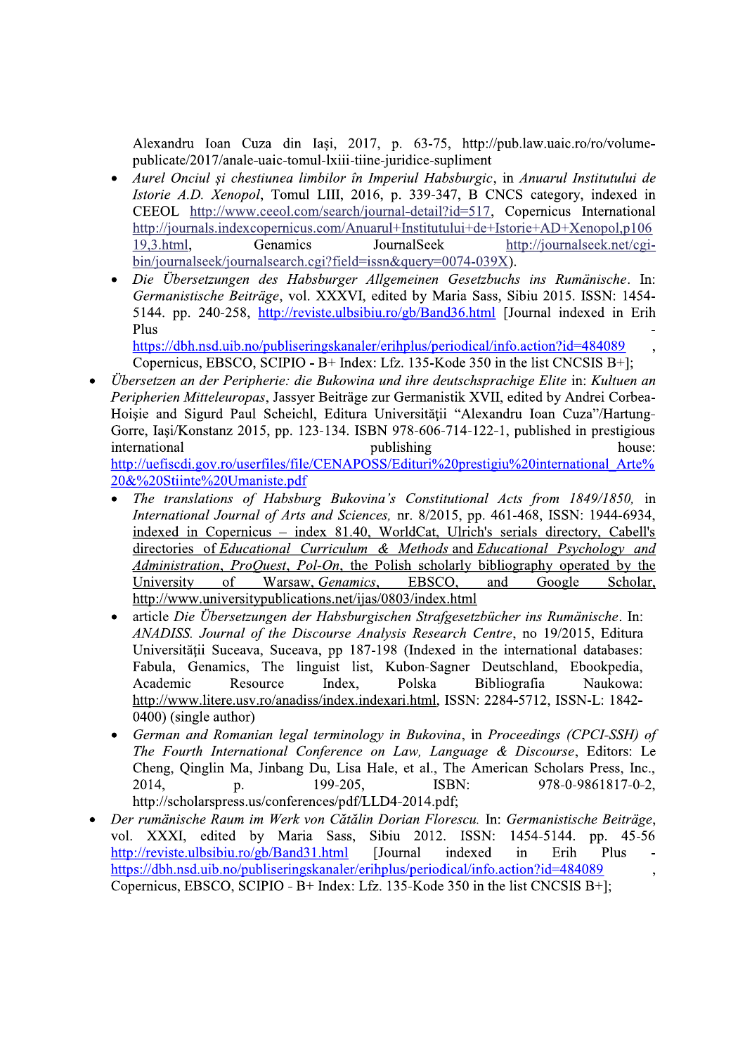Alexandru Ioan Cuza din Iaşi, 2017, p. 63-75, http://pub.law.uaic.ro/ro/volume-publicate/2017/anale-uaic-tomul-lxiii-tiine-juridice-supliment

- *Aurel Onciul şi chestiunea limbilor în Imperiul Habsburgic*, in *Anuarul Institutului de Istorie A.D. Xenopol*, Tomul LIII, 2016, p. 339-347, B CNCS category, indexed in CEEOL http://www.ceeol.com/search/journal-detail?id=517, Copernicus International http://journals.indexcopernicus.com/Anuarul+Institutului+de+Istorie+AD+Xenopol,p10619,3.html, Genamics JournalSeek http://journalseek.net/cgi-bin/journalseek/journalsearch.cgi?field=issn&query=0074-039X).
- *Die Übersetzungen des Habsburger Allgemeinen Gesetzbuchs ins Rumänische*. In: *Germanistische Beiträge*, vol. XXXVI, edited by Maria Sass, Sibiu 2015. ISSN: 1454-5144. pp. 240-258, http://reviste.ulbsibiu.ro/gb/Band36.html [Journal indexed in Erih Plus - https://dbh.nsd.uib.no/publiseringskanaler/erihplus/periodical/info.action?id=484089 , Copernicus, EBSCO, SCIPIO - B+ Index: Lfz. 135-Kode 350 in the list CNCSIS B+];

- *Übersetzen an der Peripherie: die Bukowina und ihre deutschsprachige Elite* in: *Kultuen an Peripherien Mitteleuropas*, Jassyer Beiträge zur Germanistik XVII, edited by Andrei Corbea-Hoişie and Sigurd Paul Scheichl, Editura Universităţii "Alexandru Ioan Cuza"/Hartung-Gorre, Iaşi/Konstanz 2015, pp. 123-134. ISBN 978-606-714-122-1, published in prestigious international publishing house: http://uefiscdi.gov.ro/userfiles/file/CENAPOSS/Edituri%20prestigiu%20international_Arte%20&%20Stiinte%20Umaniste.pdf
  - *The translations of Habsburg Bukovina's Constitutional Acts from 1849/1850,* in *International Journal of Arts and Sciences,* nr. 8/2015, pp. 461-468, ISSN: 1944-6934, indexed in Copernicus – index 81.40, WorldCat, Ulrich's serials directory, Cabell's directories of *Educational Curriculum & Methods* and *Educational Psychology and Administration*, *ProQuest*, *Pol-On*, the Polish scholarly bibliography operated by the University of Warsaw, *Genamics*, EBSCO, and Google Scholar, http://www.universitypublications.net/ijas/0803/index.html
  - article *Die Übersetzungen der Habsburgischen Strafgesetzbücher ins Rumänische*. In: *ANADISS. Journal of the Discourse Analysis Research Centre*, no 19/2015, Editura Universităţii Suceava, Suceava, pp 187-198 (Indexed in the international databases: Fabula, Genamics, The linguist list, Kubon-Sagner Deutschland, Ebookpedia, Academic Resource Index, Polska Bibliografia Naukowa: http://www.litere.usv.ro/anadiss/index.indexari.html, ISSN: 2284-5712, ISSN-L: 1842-0400) (single author)
  - *German and Romanian legal terminology in Bukovina*, in *Proceedings (CPCI-SSH) of The Fourth International Conference on Law, Language & Discourse*, Editors: Le Cheng, Qinglin Ma, Jinbang Du, Lisa Hale, et al., The American Scholars Press, Inc., 2014, p. 199-205, ISBN: 978-0-9861817-0-2, http://scholarspress.us/conferences/pdf/LLD4-2014.pdf;
- *Der rumänische Raum im Werk von Cătălin Dorian Florescu.* In: *Germanistische Beiträge*, vol. XXXI, edited by Maria Sass, Sibiu 2012. ISSN: 1454-5144. pp. 45-56 http://reviste.ulbsibiu.ro/gb/Band31.html [Journal indexed in Erih Plus - https://dbh.nsd.uib.no/publiseringskanaler/erihplus/periodical/info.action?id=484089 , Copernicus, EBSCO, SCIPIO - B+ Index: Lfz. 135-Kode 350 in the list CNCSIS B+];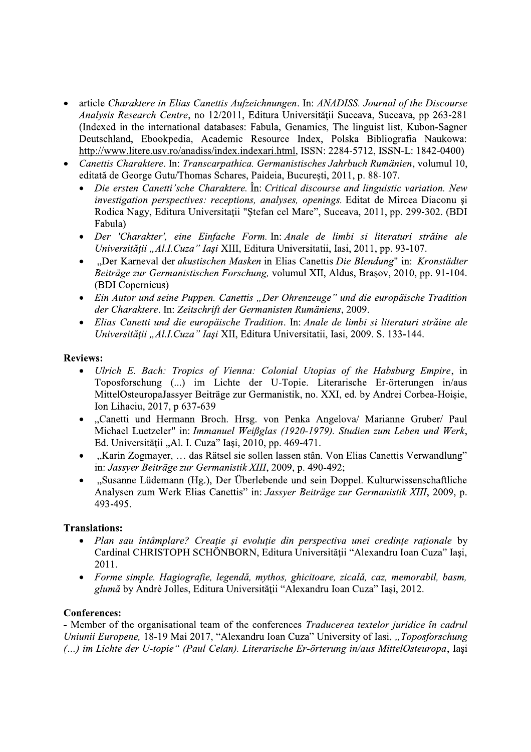- article *Charaktere in Elias Canettis Aufzeichnungen*. In: *ANADISS. Journal of the Discourse Analysis Research Centre*, no 12/2011, Editura Universităţii Suceava, Suceava, pp 263-281 (Indexed in the international databases: Fabula, Genamics, The linguist list, Kubon-Sagner Deutschland, Ebookpedia, Academic Resource Index, Polska Bibliografia Naukowa: http://www.litere.usv.ro/anadiss/index.indexari.html, ISSN: 2284-5712, ISSN-L: 1842-0400)
- *Canettis Charaktere*. In: *Transcarpathica. Germanistisches Jahrbuch Rumänien*, volumul 10, editată de George Gutu/Thomas Schares, Paideia, Bucureşti, 2011, p. 88-107.
  - *Die ersten Canetti'sche Charaktere*. În: *Critical discourse and linguistic variation. New investigation perspectives: receptions, analyses, openings.* Editat de Mircea Diaconu şi Rodica Nagy, Editura Universitaţii "Ştefan cel Mare", Suceava, 2011, pp. 299-302. (BDI Fabula)
  - *Der 'Charakter', eine Einfache Form.* In: *Anale de limbi si literaturi străine ale Universităţii „Al.I.Cuza" Iaşi* XIII, Editura Universitatii, Iasi, 2011, pp. 93-107.
  - „Der Karneval der *akustischen Masken* in Elias Canettis *Die Blendung*" in: *Kronstädter Beiträge zur Germanistischen Forschung,* volumul XII, Aldus, Braşov, 2010, pp. 91-104. (BDI Copernicus)
  - *Ein Autor und seine Puppen. Canettis „Der Ohrenzeuge" und die europäische Tradition der Charaktere*. In: *Zeitschrift der Germanisten Rumäniens*, 2009.
  - *Elias Canetti und die europäische Tradition*. In: *Anale de limbi si literaturi străine ale Universităţii „Al.I.Cuza" Iaşi* XII, Editura Universitatii, Iasi, 2009. S. 133-144.

**Reviews:**

- *Ulrich E. Bach: Tropics of Vienna: Colonial Utopias of the Habsburg Empire*, in Toposforschung (...) im Lichte der U-Topie. Literarische Er-örterungen in/aus MittelOsteuropaJassyer Beiträge zur Germanistik, no. XXI, ed. by Andrei Corbea-Hoişie, Ion Lihaciu, 2017, p 637-639
- „Canetti und Hermann Broch. Hrsg. von Penka Angelova/ Marianne Gruber/ Paul Michael Luetzeler" in: *Immanuel Weißglas (1920-1979). Studien zum Leben und Werk*, Ed. Universităţii „Al. I. Cuza" Iaşi, 2010, pp. 469-471.
- „Karin Zogmayer, … das Rätsel sie sollen lassen stân. Von Elias Canettis Verwandlung" in: *Jassyer Beiträge zur Germanistik XIII*, 2009, p. 490-492;
- „Susanne Lüdemann (Hg.), Der Überlebende und sein Doppel. Kulturwissenschaftliche Analysen zum Werk Elias Canettis" in: *Jassyer Beiträge zur Germanistik XIII*, 2009, p. 493-495.

**Translations:**

- *Plan sau întâmplare? Creaţie şi evoluţie din perspectiva unei credinţe raţionale* by Cardinal CHRISTOPH SCHÖNBORN, Editura Universităţii "Alexandru Ioan Cuza" Iaşi, 2011.
- *Forme simple. Hagiografie, legendă, mythos, ghicitoare, zicală, caz, memorabil, basm, glumă* by Andrè Jolles, Editura Universităţii "Alexandru Ioan Cuza" Iaşi, 2012.

**Conferences:**

- Member of the organisational team of the conferences *Traducerea textelor juridice în cadrul Uniunii Europene,* 18-19 Mai 2017, "Alexandru Ioan Cuza" University of Iasi, *„Toposforschung (...) im Lichte der U-topie" (Paul Celan). Literarische Er-örterung in/aus MittelOsteuropa*, Iaşi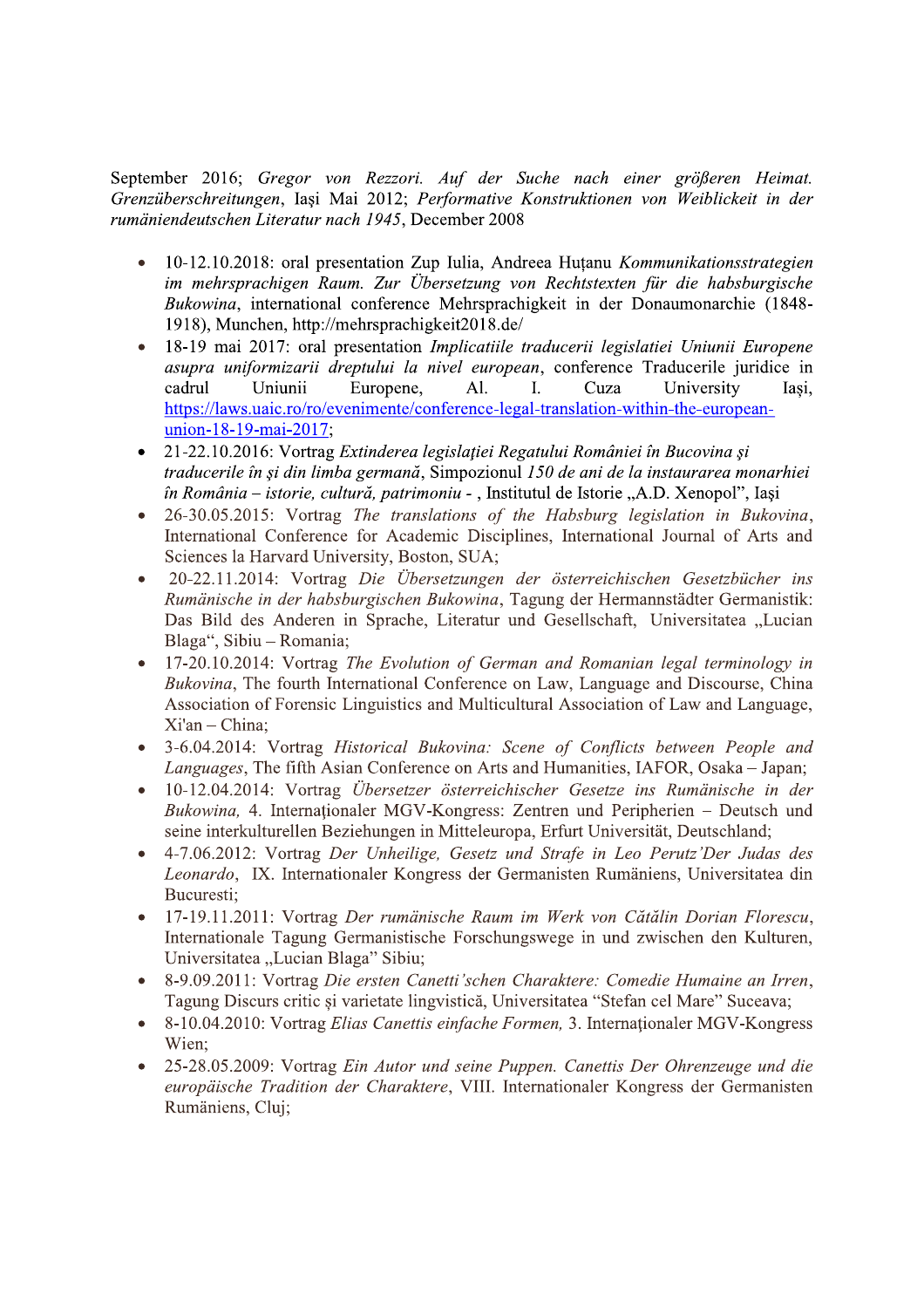September 2016; *Gregor von Rezzori. Auf der Suche nach einer größeren Heimat. Grenzüberschreitungen*, Iaşi Mai 2012; *Performative Konstruktionen von Weiblickeit in der rumäniendeutschen Literatur nach 1945*, December 2008

- 10-12.10.2018: oral presentation Zup Iulia, Andreea Huţanu *Kommunikationsstrategien im mehrsprachigen Raum. Zur Übersetzung von Rechtstexten für die habsburgische Bukowina*, international conference Mehrsprachigkeit in der Donaumonarchie (1848-1918), Munchen, http://mehrsprachigkeit2018.de/
- 18-19 mai 2017: oral presentation *Implicatiile traducerii legislatiei Uniunii Europene asupra uniformizarii dreptului la nivel european*, conference Traducerile juridice in cadrul Uniunii Europene, Al. I. Cuza University Iaşi, https://laws.uaic.ro/ro/evenimente/conference-legal-translation-within-the-european-union-18-19-mai-2017;
- 21-22.10.2016: Vortrag *Extinderea legislaţiei Regatului României în Bucovina şi traducerile în şi din limba germană*, Simpozionul *150 de ani de la instaurarea monarhiei în România – istorie, cultură, patrimoniu* - , Institutul de Istorie „A.D. Xenopol", Iaşi
- 26-30.05.2015: Vortrag *The translations of the Habsburg legislation in Bukovina*, International Conference for Academic Disciplines, International Journal of Arts and Sciences la Harvard University, Boston, SUA;
- 20-22.11.2014: Vortrag *Die Übersetzungen der österreichischen Gesetzbücher ins Rumänische in der habsburgischen Bukowina*, Tagung der Hermannstädter Germanistik: Das Bild des Anderen in Sprache, Literatur und Gesellschaft, Universitatea „Lucian Blaga", Sibiu – Romania;
- 17-20.10.2014: Vortrag *The Evolution of German and Romanian legal terminology in Bukovina*, The fourth International Conference on Law, Language and Discourse, China Association of Forensic Linguistics and Multicultural Association of Law and Language, Xi'an – China;
- 3-6.04.2014: Vortrag *Historical Bukovina: Scene of Conflicts between People and Languages*, The fifth Asian Conference on Arts and Humanities, IAFOR, Osaka – Japan;
- 10-12.04.2014: Vortrag *Übersetzer österreichischer Gesetze ins Rumänische in der Bukowina,* 4. Internaţionaler MGV-Kongress: Zentren und Peripherien – Deutsch und seine interkulturellen Beziehungen in Mitteleuropa, Erfurt Universität, Deutschland;
- 4-7.06.2012: Vortrag *Der Unheilige, Gesetz und Strafe in Leo Perutz'Der Judas des Leonardo*, IX. Internationaler Kongress der Germanisten Rumäniens, Universitatea din Bucuresti;
- 17-19.11.2011: Vortrag *Der rumänische Raum im Werk von Cătălin Dorian Florescu*, Internationale Tagung Germanistische Forschungswege in und zwischen den Kulturen, Universitatea „Lucian Blaga" Sibiu;
- 8-9.09.2011: Vortrag *Die ersten Canetti'schen Charaktere: Comedie Humaine an Irren*, Tagung Discurs critic şi varietate lingvistică, Universitatea "Stefan cel Mare" Suceava;
- 8-10.04.2010: Vortrag *Elias Canettis einfache Formen,* 3. Internaţionaler MGV-Kongress Wien;
- 25-28.05.2009: Vortrag *Ein Autor und seine Puppen. Canettis Der Ohrenzeuge und die europäische Tradition der Charaktere*, VIII. Internationaler Kongress der Germanisten Rumäniens, Cluj;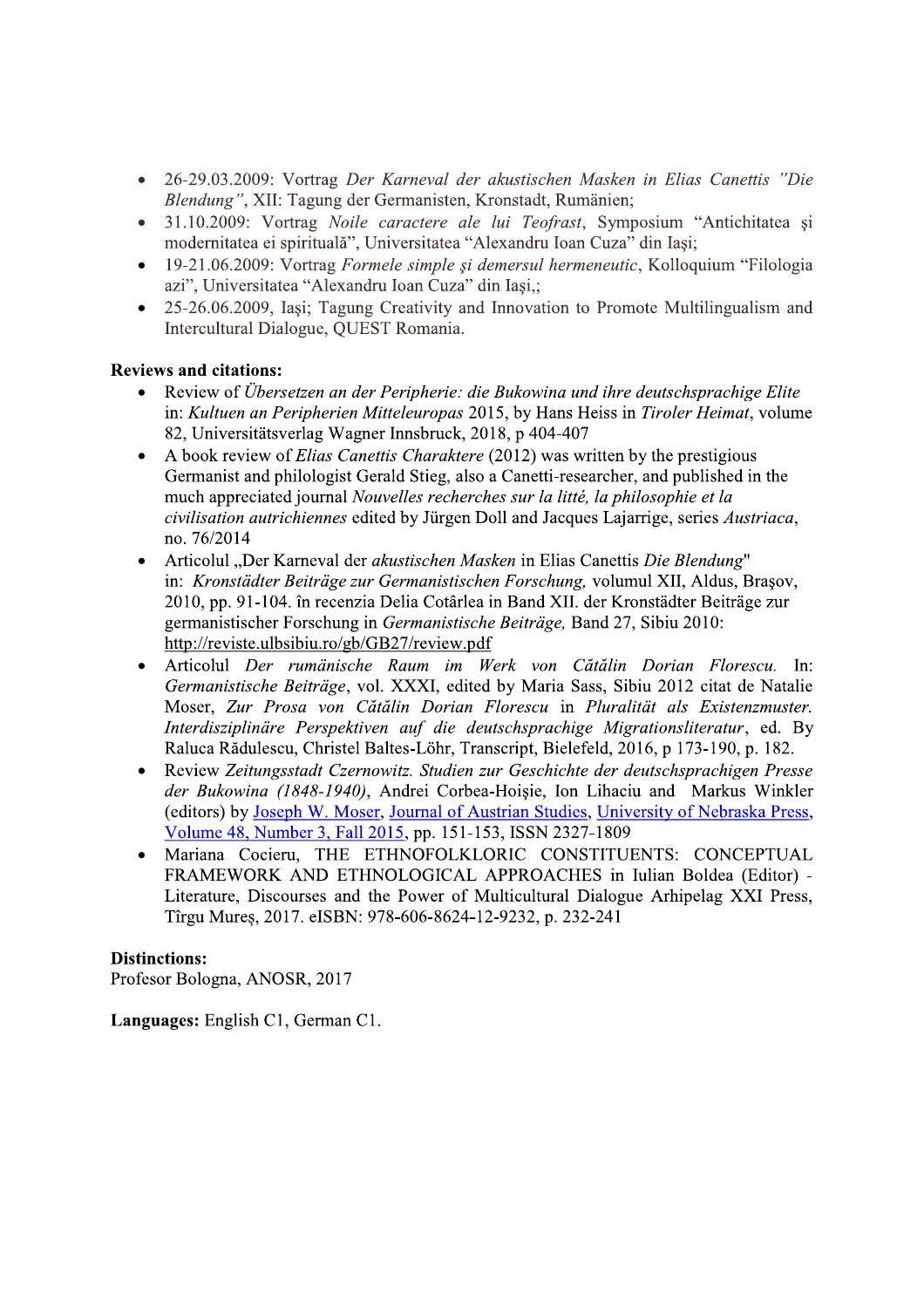- 26-29.03.2009: Vortrag *Der Karneval der akustischen Masken in Elias Canettis "Die Blendung"*, XII: Tagung der Germanisten, Kronstadt, Rumänien;
- 31.10.2009: Vortrag *Noile caractere ale lui Teofrast*, Symposium "Antichitatea şi modernitatea ei spirituală", Universitatea "Alexandru Ioan Cuza" din Iaşi;
- 19-21.06.2009: Vortrag *Formele simple şi demersul hermeneutic*, Kolloquium "Filologia azi", Universitatea "Alexandru Ioan Cuza" din Iaşi,;
- 25-26.06.2009, Iaşi; Tagung Creativity and Innovation to Promote Multilingualism and Intercultural Dialogue, QUEST Romania.

**Reviews and citations:**

- Review of *Übersetzen an der Peripherie: die Bukowina und ihre deutschsprachige Elite* in: *Kultuen an Peripherien Mitteleuropas* 2015, by Hans Heiss in *Tiroler Heimat*, volume 82, Universitätsverlag Wagner Innsbruck, 2018, p 404-407
- A book review of *Elias Canettis Charaktere* (2012) was written by the prestigious Germanist and philologist Gerald Stieg, also a Canetti-researcher, and published in the much appreciated journal *Nouvelles recherches sur la litté, la philosophie et la civilisation autrichiennes* edited by Jürgen Doll and Jacques Lajarrige, series *Austriaca*, no. 76/2014
- Articolul „Der Karneval der *akustischen Masken* in Elias Canettis *Die Blendung*" in: *Kronstädter Beiträge zur Germanistischen Forschung,* volumul XII, Aldus, Braşov, 2010, pp. 91-104. în recenzia Delia Cotârlea in Band XII. der Kronstädter Beiträge zur germanistischer Forschung in *Germanistische Beiträge,* Band 27, Sibiu 2010: http://reviste.ulbsibiu.ro/gb/GB27/review.pdf
- Articolul *Der rumänische Raum im Werk von Cătălin Dorian Florescu.* In: *Germanistische Beiträge*, vol. XXXI, edited by Maria Sass, Sibiu 2012 citat de Natalie Moser, *Zur Prosa von Cătălin Dorian Florescu* in *Pluralität als Existenzmuster. Interdisziplinäre Perspektiven auf die deutschsprachige Migrationsliteratur*, ed. By Raluca Rădulescu, Christel Baltes-Löhr, Transcript, Bielefeld, 2016, p 173-190, p. 182.
- Review *Zeitungsstadt Czernowitz. Studien zur Geschichte der deutschsprachigen Presse der Bukowina (1848-1940)*, Andrei Corbea-Hoişie, Ion Lihaciu and Markus Winkler (editors) by Joseph W. Moser, Journal of Austrian Studies, University of Nebraska Press, Volume 48, Number 3, Fall 2015, pp. 151-153, ISSN 2327-1809
- Mariana Cocieru, THE ETHNOFOLKLORIC CONSTITUENTS: CONCEPTUAL FRAMEWORK AND ETHNOLOGICAL APPROACHES in Iulian Boldea (Editor) - Literature, Discourses and the Power of Multicultural Dialogue Arhipelag XXI Press, Tîrgu Mureş, 2017. eISBN: 978-606-8624-12-9232, p. 232-241

**Distinctions:**

Profesor Bologna, ANOSR, 2017

**Languages:** English C1, German C1.